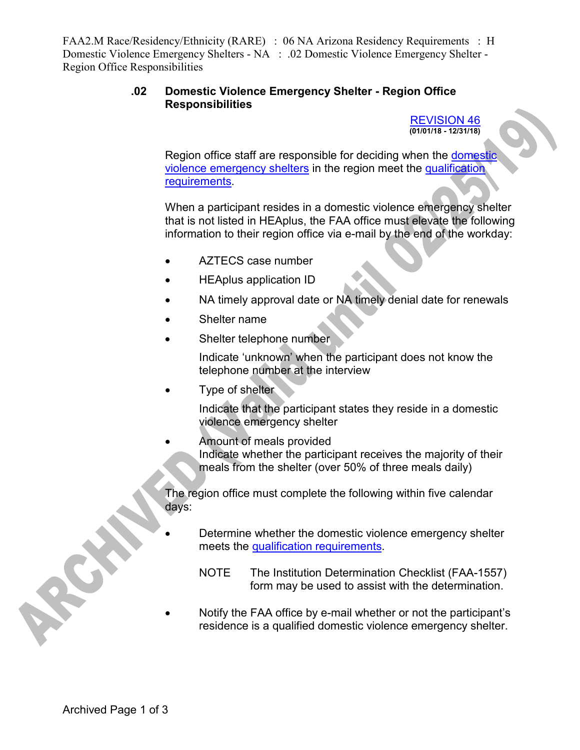## .02 Domestic Violence Emergency Shelter - Region Office Responsibilities

REVISION 46
(01/01/18 - 12/31/18)

Region office staff are responsible for deciding when the domestic violence emergency shelters in the region meet the qualification requirements.

When a participant resides in a domestic violence emergency shelter that is not listed in HEAplus, the FAA office must elevate the following information to their region office via e-mail by the end of the workday:

- AZTECS case number
- HEAplus application ID
- NA timely approval date or NA timely denial date for renewals
- Shelter name
- Shelter telephone number

  Indicate 'unknown' when the participant does not know the telephone number at the interview
- Type of shelter

  Indicate that the participant states they reside in a domestic violence emergency shelter
- Amount of meals provided

  Indicate whether the participant receives the majority of their meals from the shelter (over 50% of three meals daily)

The region office must complete the following within five calendar days:

- Determine whether the domestic violence emergency shelter meets the qualification requirements.

  NOTE The Institution Determination Checklist (FAA-1557) form may be used to assist with the determination.
- Notify the FAA office by e-mail whether or not the participant's residence is a qualified domestic violence emergency shelter.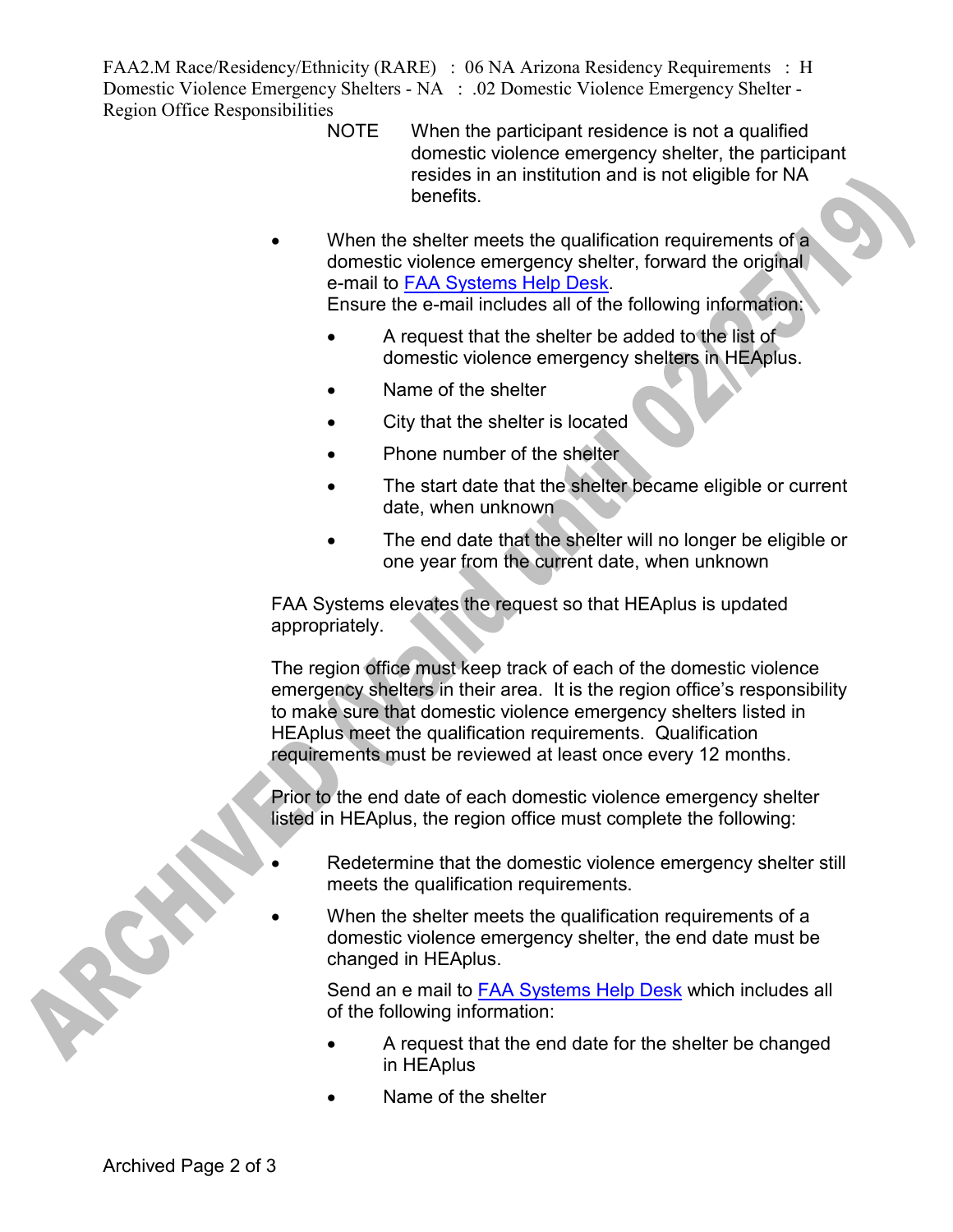NOTE When the participant residence is not a qualified domestic violence emergency shelter, the participant resides in an institution and is not eligible for NA benefits.

- When the shelter meets the qualification requirements of a domestic violence emergency shelter, forward the original e-mail to FAA Systems Help Desk.
  Ensure the e-mail includes all of the following information:
  - A request that the shelter be added to the list of domestic violence emergency shelters in HEAplus.
  - Name of the shelter
  - City that the shelter is located
  - Phone number of the shelter
  - The start date that the shelter became eligible or current date, when unknown
  - The end date that the shelter will no longer be eligible or one year from the current date, when unknown

FAA Systems elevates the request so that HEAplus is updated appropriately.

The region office must keep track of each of the domestic violence emergency shelters in their area. It is the region office's responsibility to make sure that domestic violence emergency shelters listed in HEAplus meet the qualification requirements. Qualification requirements must be reviewed at least once every 12 months.

Prior to the end date of each domestic violence emergency shelter listed in HEAplus, the region office must complete the following:

- Redetermine that the domestic violence emergency shelter still meets the qualification requirements.
- When the shelter meets the qualification requirements of a domestic violence emergency shelter, the end date must be changed in HEAplus.

  Send an e mail to FAA Systems Help Desk which includes all of the following information:
  - A request that the end date for the shelter be changed in HEAplus
  - Name of the shelter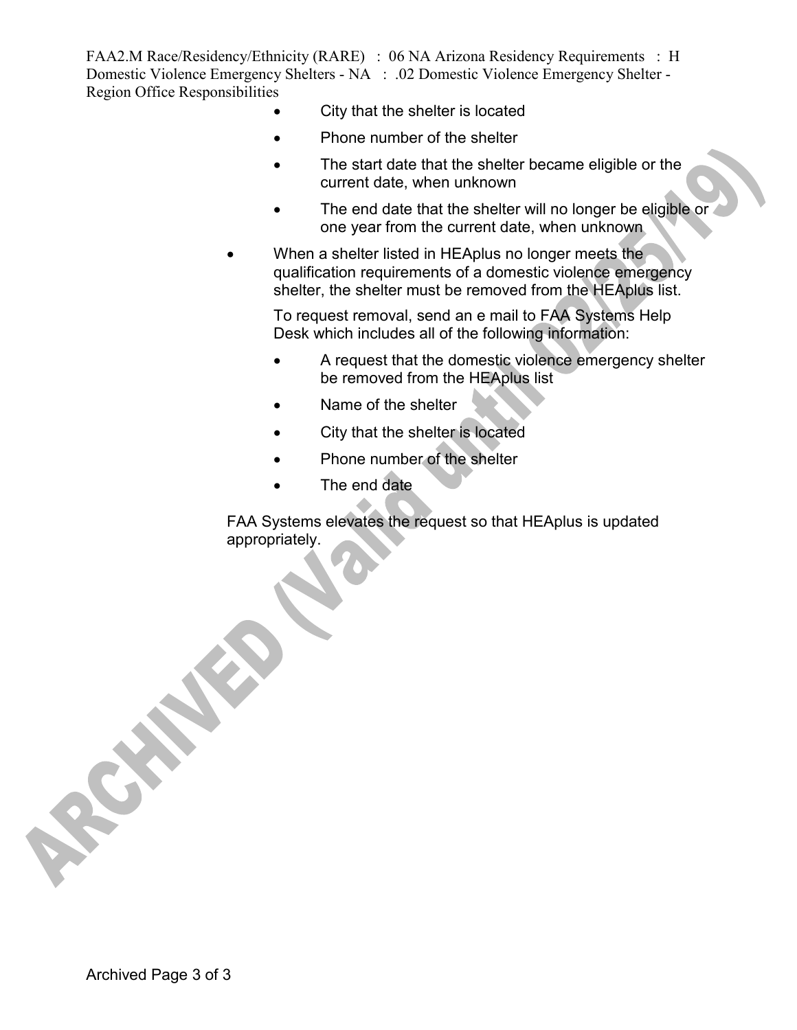- City that the shelter is located
- Phone number of the shelter
- The start date that the shelter became eligible or the current date, when unknown
- The end date that the shelter will no longer be eligible or one year from the current date, when unknown

- When a shelter listed in HEAplus no longer meets the qualification requirements of a domestic violence emergency shelter, the shelter must be removed from the HEAplus list.

  To request removal, send an e mail to FAA Systems Help Desk which includes all of the following information:

  - A request that the domestic violence emergency shelter be removed from the HEAplus list
  - Name of the shelter
  - City that the shelter is located
  - Phone number of the shelter
  - The end date

FAA Systems elevates the request so that HEAplus is updated appropriately.